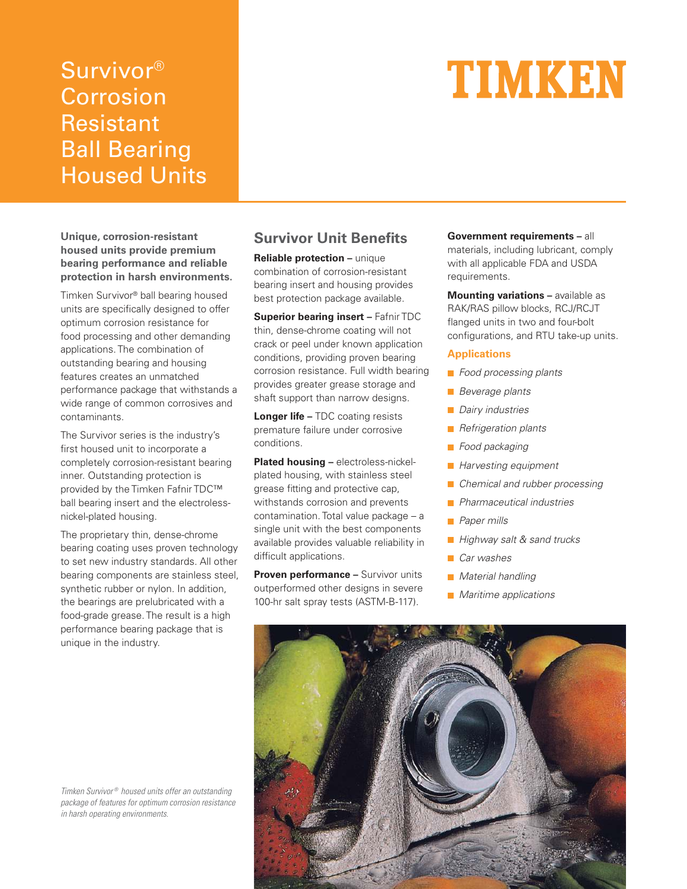# Survivor® Corrosion Resistant Ball Bearing Housed Units

TIMKEN

**Unique, corrosion-resistant housed units provide premium bearing performance and reliable protection in harsh environments.**

Timken Survivor® ball bearing housed units are specifically designed to offer optimum corrosion resistance for food processing and other demanding applications. The combination of outstanding bearing and housing features creates an unmatched performance package that withstands a wide range of common corrosives and contaminants.

The Survivor series is the industry's first housed unit to incorporate a completely corrosion-resistant bearing inner. Outstanding protection is provided by the Timken Fafnir TDC™ ball bearing insert and the electroless-nickel-plated housing.

The proprietary thin, dense-chrome bearing coating uses proven technology to set new industry standards. All other bearing components are stainless steel, synthetic rubber or nylon. In addition, the bearings are prelubricated with a food-grade grease. The result is a high performance bearing package that is unique in the industry.

*Timken Survivor® housed units offer an outstanding package of features for optimum corrosion resistance in harsh operating environments.*

## Survivor Unit Benefits

**Reliable protection –** unique combination of corrosion-resistant bearing insert and housing provides best protection package available.

**Superior bearing insert –** Fafnir TDC thin, dense-chrome coating will not crack or peel under known application conditions, providing proven bearing corrosion resistance. Full width bearing provides greater grease storage and shaft support than narrow designs.

**Longer life –** TDC coating resists premature failure under corrosive conditions.

**Plated housing –** electroless-nickel-plated housing, with stainless steel grease fitting and protective cap, withstands corrosion and prevents contamination. Total value package – a single unit with the best components available provides valuable reliability in difficult applications.

**Proven performance –** Survivor units outperformed other designs in severe 100-hr salt spray tests (ASTM-B-117).

**Government requirements –** all materials, including lubricant, comply with all applicable FDA and USDA requirements.

**Mounting variations –** available as RAK/RAS pillow blocks, RCJ/RCJT flanged units in two and four-bolt configurations, and RTU take-up units.

### Applications

- *Food processing plants*
- *Beverage plants*
- *Dairy industries*
- *Refrigeration plants*
- *Food packaging*
- *Harvesting equipment*
- *Chemical and rubber processing*
- *Pharmaceutical industries*
- *Paper mills*
- *Highway salt & sand trucks*
- *Car washes*
- *Material handling*
- *Maritime applications*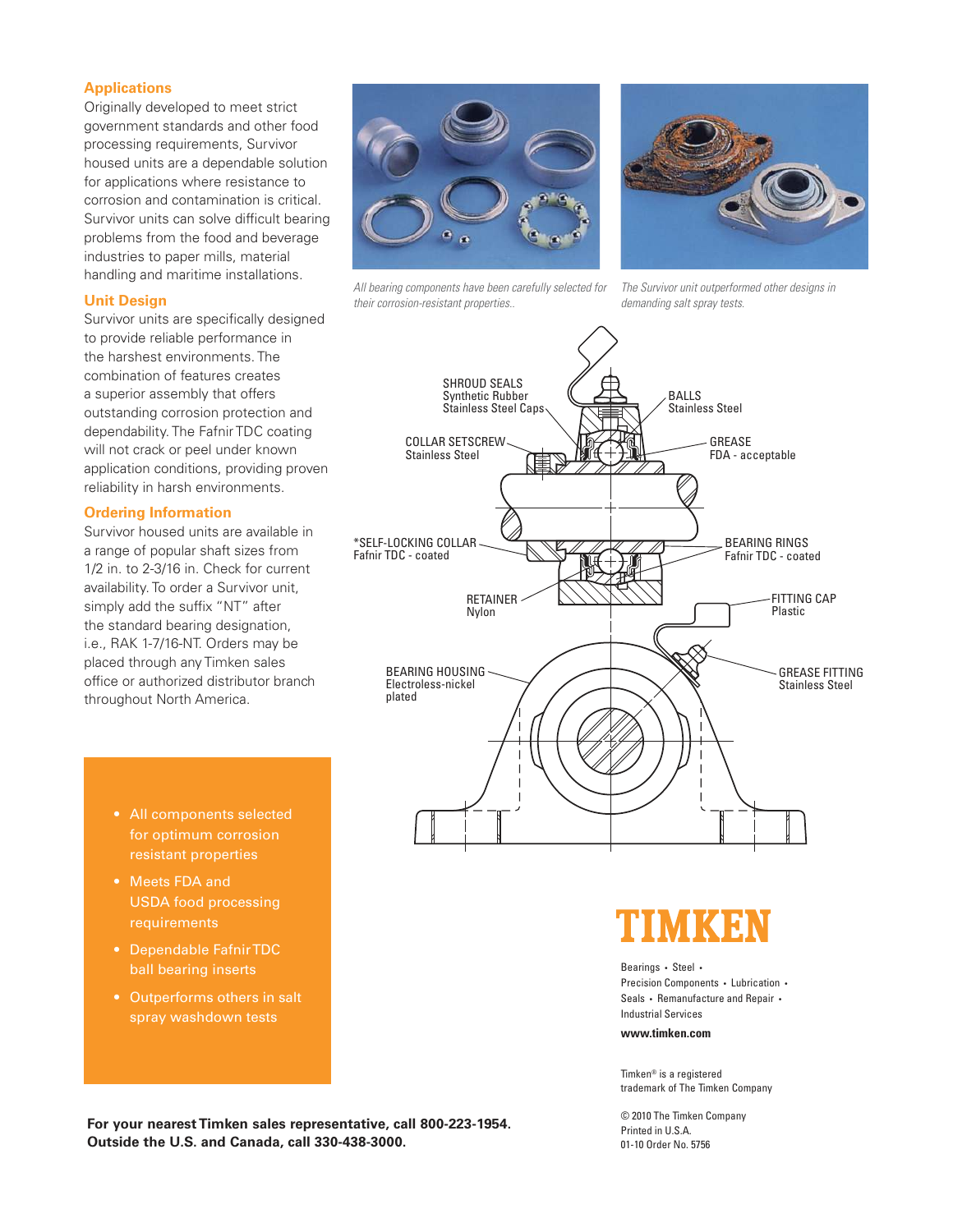## Applications

Originally developed to meet strict government standards and other food processing requirements, Survivor housed units are a dependable solution for applications where resistance to corrosion and contamination is critical. Survivor units can solve difficult bearing problems from the food and beverage industries to paper mills, material handling and maritime installations.

## Unit Design

Survivor units are specifically designed to provide reliable performance in the harshest environments. The combination of features creates a superior assembly that offers outstanding corrosion protection and dependability. The Fafnir TDC coating will not crack or peel under known application conditions, providing proven reliability in harsh environments.

## Ordering Information

Survivor housed units are available in a range of popular shaft sizes from 1/2 in. to 2-3/16 in. Check for current availability. To order a Survivor unit, simply add the suffix "NT" after the standard bearing designation, i.e., RAK 1-7/16-NT. Orders may be placed through any Timken sales office or authorized distributor branch throughout North America.

- All components selected for optimum corrosion resistant properties
- Meets FDA and USDA food processing requirements
- Dependable Fafnir TDC ball bearing inserts
- Outperforms others in salt spray washdown tests

*All bearing components have been carefully selected for their corrosion-resistant properties..*

*The Survivor unit outperformed other designs in demanding salt spray tests.*

SHROUD SEALS
Synthetic Rubber
Stainless Steel Caps

BALLS
Stainless Steel

COLLAR SETSCREW
Stainless Steel

GREASE
FDA - acceptable

*SELF-LOCKING COLLAR
Fafnir TDC - coated

BEARING RINGS
Fafnir TDC - coated

RETAINER
Nylon

FITTING CAP
Plastic

BEARING HOUSING
Electroless-nickel plated

GREASE FITTING
Stainless Steel

**TIMKEN**

Bearings • Steel • Precision Components • Lubrication • Seals • Remanufacture and Repair • Industrial Services

**www.timken.com**

Timken® is a registered trademark of The Timken Company

© 2010 The Timken Company
Printed in U.S.A.
01-10 Order No. 5756

**For your nearest Timken sales representative, call 800-223-1954. Outside the U.S. and Canada, call 330-438-3000.**